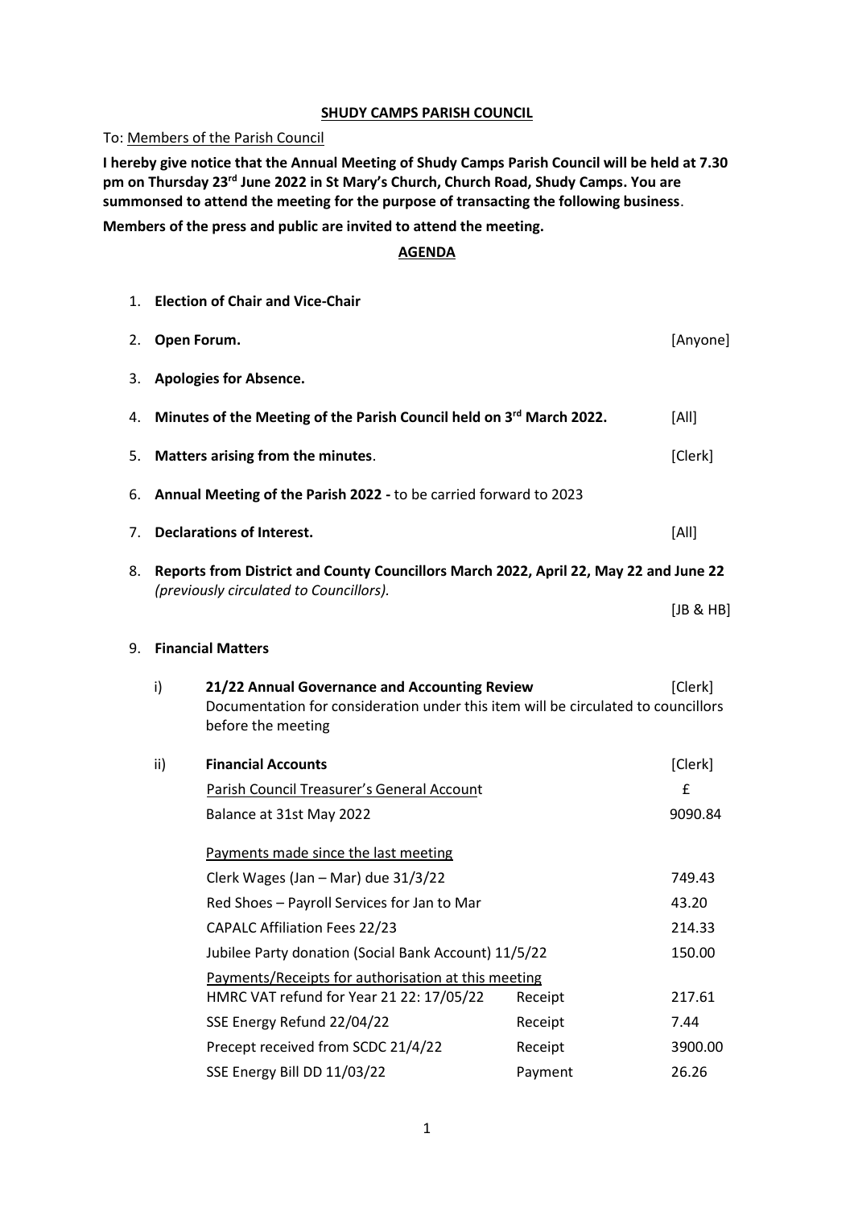**SHUDY CAMPS PARISH COUNCIL**

To: Members of the Parish Council

**I hereby give notice that the Annual Meeting of Shudy Camps Parish Council will be held at 7.30 pm on Thursday 23rd June 2022 in St Mary's Church, Church Road, Shudy Camps. You are summonsed to attend the meeting for the purpose of transacting the following business**.

**Members of the press and public are invited to attend the meeting.**

**AGENDA**

1. **Election of Chair and Vice-Chair**
2. **Open Forum.** [Anyone]
3. **Apologies for Absence.**
4. **Minutes of the Meeting of the Parish Council held on 3rd March 2022.** [All]
5. **Matters arising from the minutes**. [Clerk]
6. **Annual Meeting of the Parish 2022 -** to be carried forward to 2023
7. **Declarations of Interest.** [All]
8. **Reports from District and County Councillors March 2022, April 22, May 22 and June 22** *(previously circulated to Councillors).* [JB & HB]
9. **Financial Matters**

   i) **21/22 Annual Governance and Accounting Review** [Clerk]
   Documentation for consideration under this item will be circulated to councillors before the meeting

   ii) **Financial Accounts** [Clerk]

| Parish Council Treasurer's General Account | | £ |
|---|---|---|
| Balance at 31st May 2022 | | 9090.84 |
| Payments made since the last meeting | | |
| Clerk Wages (Jan – Mar) due 31/3/22 | | 749.43 |
| Red Shoes – Payroll Services for Jan to Mar | | 43.20 |
| CAPALC Affiliation Fees 22/23 | | 214.33 |
| Jubilee Party donation (Social Bank Account) 11/5/22 | | 150.00 |
| Payments/Receipts for authorisation at this meeting | | |
| HMRC VAT refund for Year 21 22: 17/05/22 | Receipt | 217.61 |
| SSE Energy Refund 22/04/22 | Receipt | 7.44 |
| Precept received from SCDC 21/4/22 | Receipt | 3900.00 |
| SSE Energy Bill DD 11/03/22 | Payment | 26.26 |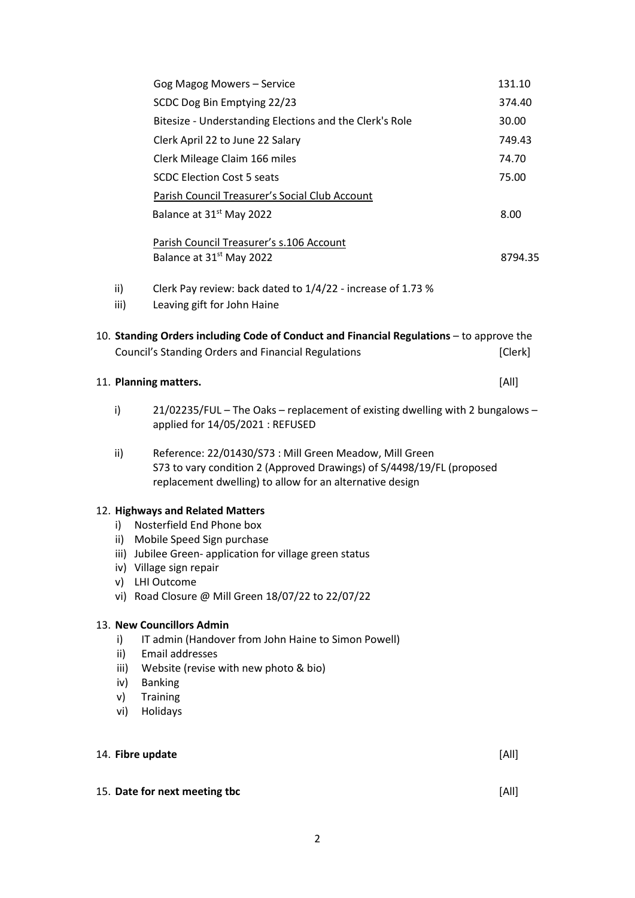| | |
|---|---|
| Gog Magog Mowers – Service | 131.10 |
| SCDC Dog Bin Emptying 22/23 | 374.40 |
| Bitesize - Understanding Elections and the Clerk's Role | 30.00 |
| Clerk April 22 to June 22 Salary | 749.43 |
| Clerk Mileage Claim 166 miles | 74.70 |
| SCDC Election Cost 5 seats | 75.00 |

<u>Parish Council Treasurer's Social Club Account</u>

| | |
|---|---|
| Balance at 31st May 2022 | 8.00 |

<u>Parish Council Treasurer's s.106 Account</u>

| | |
|---|---|
| Balance at 31st May 2022 | 8794.35 |

ii) Clerk Pay review: back dated to 1/4/22 - increase of 1.73 %

iii) Leaving gift for John Haine

10. **Standing Orders including Code of Conduct and Financial Regulations** – to approve the Council's Standing Orders and Financial Regulations [Clerk]

11. **Planning matters.** [All]

    i) 21/02235/FUL – The Oaks – replacement of existing dwelling with 2 bungalows – applied for 14/05/2021 : REFUSED

    ii) Reference: 22/01430/S73 : Mill Green Meadow, Mill Green
    S73 to vary condition 2 (Approved Drawings) of S/4498/19/FL (proposed replacement dwelling) to allow for an alternative design

12. **Highways and Related Matters**
    i) Nosterfield End Phone box
    ii) Mobile Speed Sign purchase
    iii) Jubilee Green- application for village green status
    iv) Village sign repair
    v) LHI Outcome
    vi) Road Closure @ Mill Green 18/07/22 to 22/07/22

13. **New Councillors Admin**
    i) IT admin (Handover from John Haine to Simon Powell)
    ii) Email addresses
    iii) Website (revise with new photo & bio)
    iv) Banking
    v) Training
    vi) Holidays

14. **Fibre update** [All]

15. **Date for next meeting tbc** [All]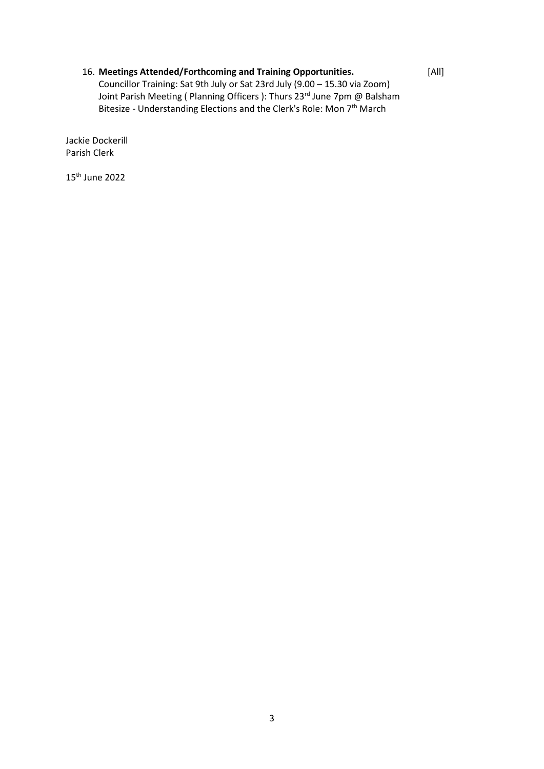16. **Meetings Attended/Forthcoming and Training Opportunities.** [All]
 Councillor Training: Sat 9th July or Sat 23rd July (9.00 – 15.30 via Zoom)
 Joint Parish Meeting ( Planning Officers ): Thurs 23rd June 7pm @ Balsham
 Bitesize - Understanding Elections and the Clerk's Role: Mon 7th March

Jackie Dockerill
Parish Clerk

15th June 2022